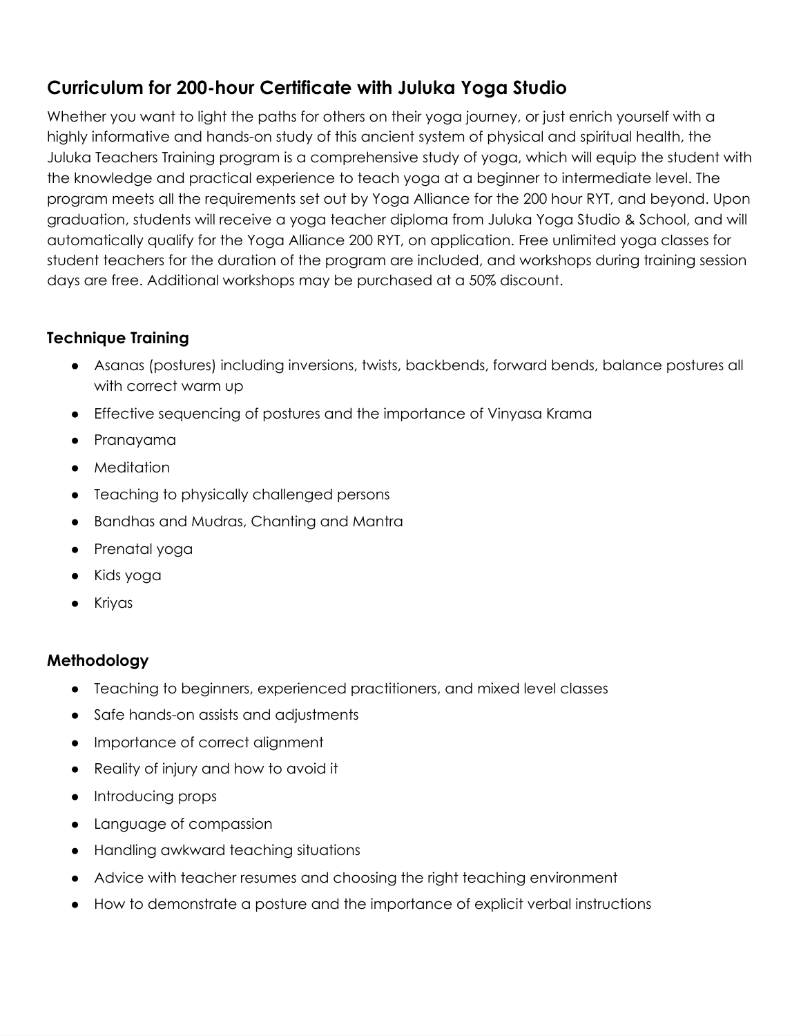## Curriculum for 200-hour Certificate with Juluka Yoga Studio

Whether you want to light the paths for others on their yoga journey, or just enrich yourself with a highly informative and hands-on study of this ancient system of physical and spiritual health, the Juluka Teachers Training program is a comprehensive study of yoga, which will equip the student with the knowledge and practical experience to teach yoga at a beginner to intermediate level. The program meets all the requirements set out by Yoga Alliance for the 200 hour RYT, and beyond. Upon graduation, students will receive a yoga teacher diploma from Juluka Yoga Studio & School, and will automatically qualify for the Yoga Alliance 200 RYT, on application. Free unlimited yoga classes for student teachers for the duration of the program are included, and workshops during training session days are free. Additional workshops may be purchased at a 50% discount.

### Technique Training

- Asanas (postures) including inversions, twists, backbends, forward bends, balance postures all with correct warm up
- Effective sequencing of postures and the importance of Vinyasa Krama
- Pranayama
- Meditation
- Teaching to physically challenged persons
- Bandhas and Mudras, Chanting and Mantra
- Prenatal yoga
- Kids yoga
- Kriyas

### Methodology

- Teaching to beginners, experienced practitioners, and mixed level classes
- Safe hands-on assists and adjustments
- Importance of correct alignment
- Reality of injury and how to avoid it
- Introducing props
- Language of compassion
- Handling awkward teaching situations
- Advice with teacher resumes and choosing the right teaching environment
- How to demonstrate a posture and the importance of explicit verbal instructions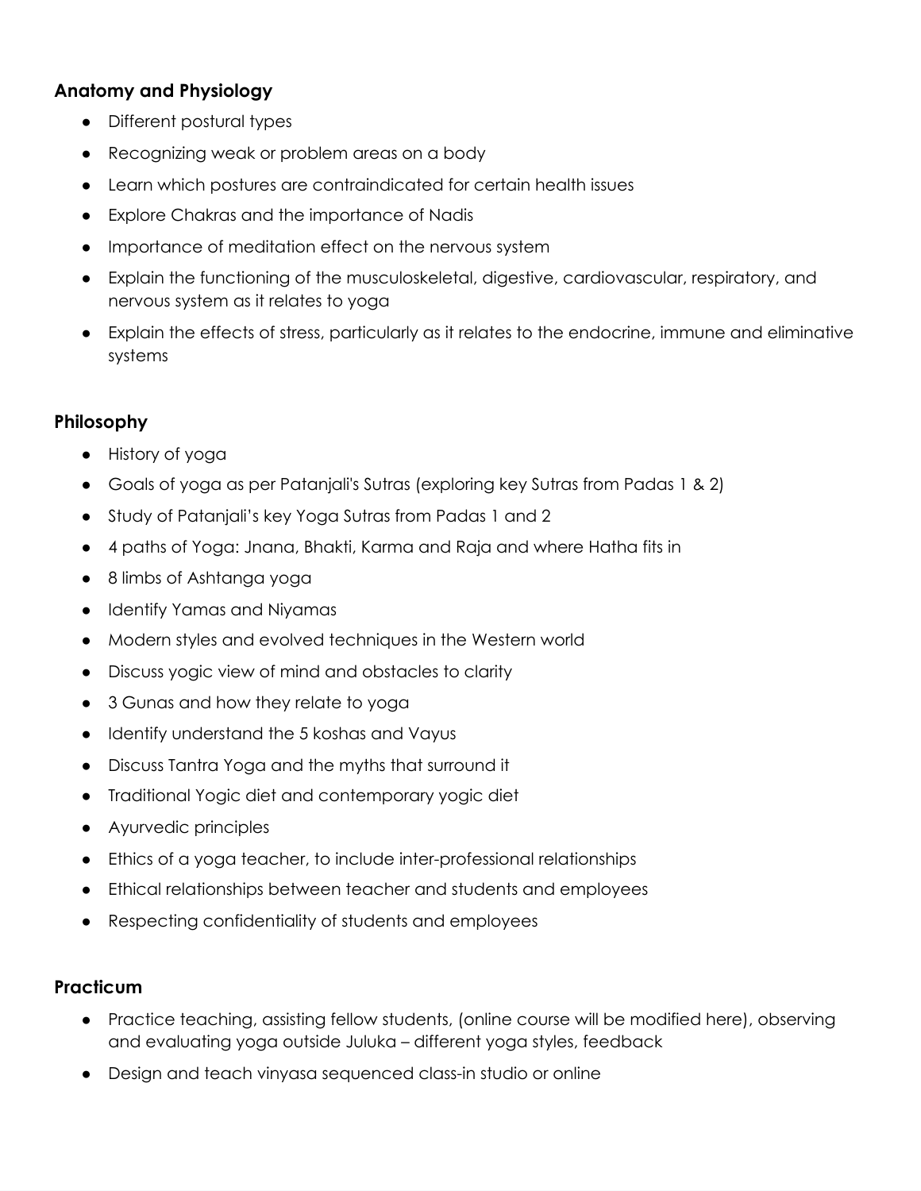**Anatomy and Physiology**

- Different postural types
- Recognizing weak or problem areas on a body
- Learn which postures are contraindicated for certain health issues
- Explore Chakras and the importance of Nadis
- Importance of meditation effect on the nervous system
- Explain the functioning of the musculoskeletal, digestive, cardiovascular, respiratory, and nervous system as it relates to yoga
- Explain the effects of stress, particularly as it relates to the endocrine, immune and eliminative systems

**Philosophy**

- History of yoga
- Goals of yoga as per Patanjali's Sutras (exploring key Sutras from Padas 1 & 2)
- Study of Patanjali's key Yoga Sutras from Padas 1 and 2
- 4 paths of Yoga: Jnana, Bhakti, Karma and Raja and where Hatha fits in
- 8 limbs of Ashtanga yoga
- Identify Yamas and Niyamas
- Modern styles and evolved techniques in the Western world
- Discuss yogic view of mind and obstacles to clarity
- 3 Gunas and how they relate to yoga
- Identify understand the 5 koshas and Vayus
- Discuss Tantra Yoga and the myths that surround it
- Traditional Yogic diet and contemporary yogic diet
- Ayurvedic principles
- Ethics of a yoga teacher, to include inter-professional relationships
- Ethical relationships between teacher and students and employees
- Respecting confidentiality of students and employees

**Practicum**

- Practice teaching, assisting fellow students, (online course will be modified here), observing and evaluating yoga outside Juluka – different yoga styles, feedback
- Design and teach vinyasa sequenced class-in studio or online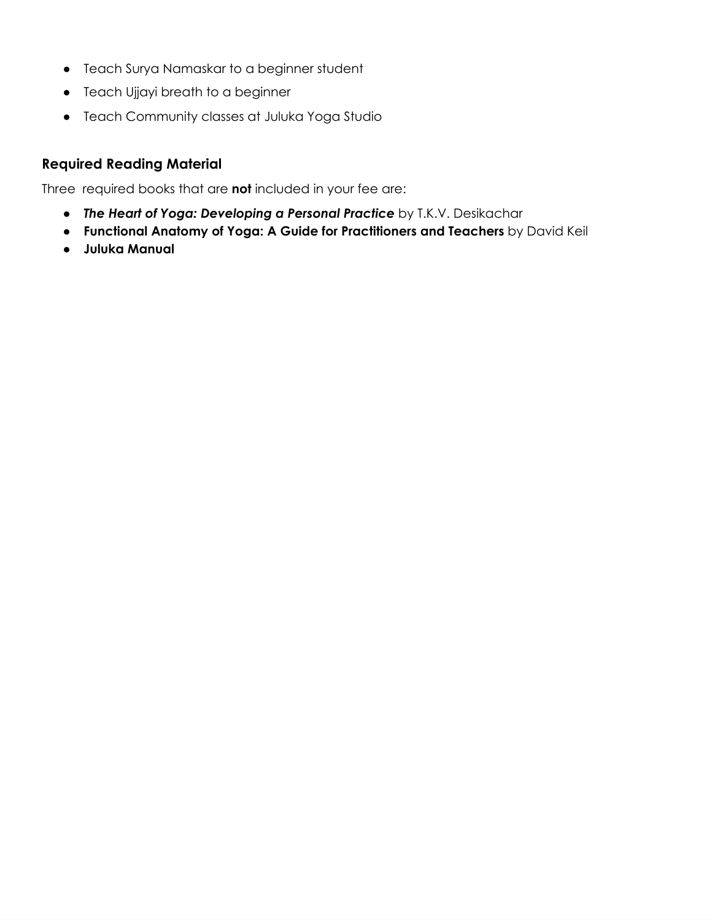- Teach Surya Namaskar to a beginner student
- Teach Ujjayi breath to a beginner
- Teach Community classes at Juluka Yoga Studio

### Required Reading Material

Three  required books that are **not** included in your fee are:

- ***The Heart of Yoga: Developing a Personal Practice*** by T.K.V. Desikachar
- **Functional Anatomy of Yoga: A Guide for Practitioners and Teachers** by David Keil
- **Juluka Manual**